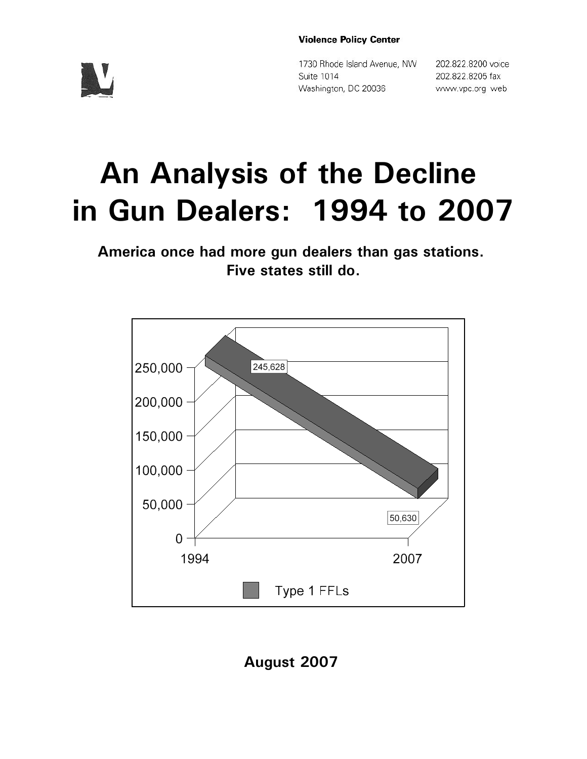**Violence Policy Center**

1730 Rhode Island Avenue, NW
Suite 1014
Washington, DC 20036

202.822.8200 voice
202.822.8205 fax
www.vpc.org web

# An Analysis of the Decline in Gun Dealers: 1994 to 2007

**America once had more gun dealers than gas stations.**
**Five states still do.**

245,628

50,630

1994 2007

Type 1 FFLs

**August 2007**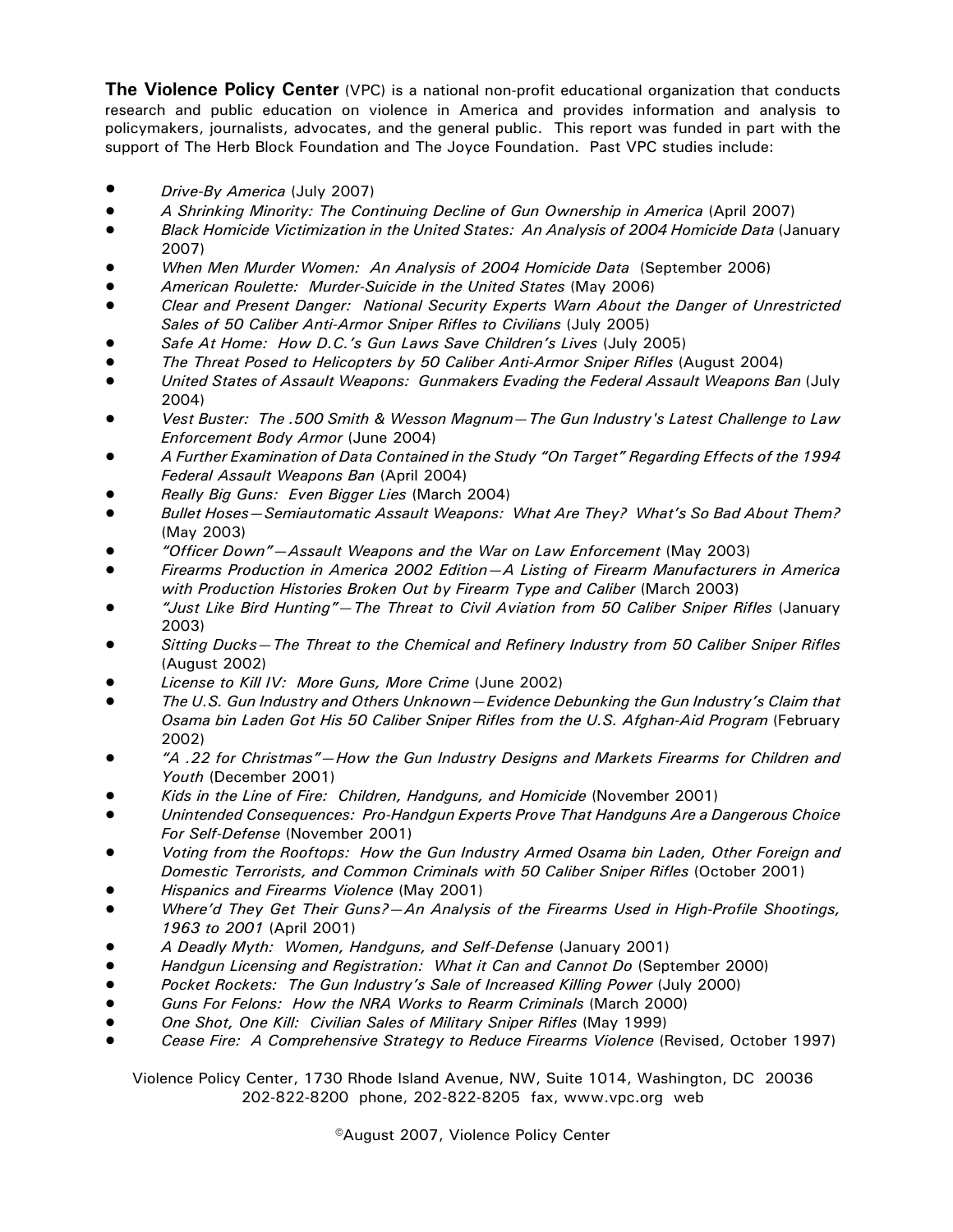**The Violence Policy Center** (VPC) is a national non-profit educational organization that conducts research and public education on violence in America and provides information and analysis to policymakers, journalists, advocates, and the general public. This report was funded in part with the support of The Herb Block Foundation and The Joyce Foundation. Past VPC studies include:

- *Drive-By America* (July 2007)
- *A Shrinking Minority: The Continuing Decline of Gun Ownership in America* (April 2007)
- *Black Homicide Victimization in the United States: An Analysis of 2004 Homicide Data* (January 2007)
- *When Men Murder Women: An Analysis of 2004 Homicide Data* (September 2006)
- *American Roulette: Murder-Suicide in the United States* (May 2006)
- *Clear and Present Danger: National Security Experts Warn About the Danger of Unrestricted Sales of 50 Caliber Anti-Armor Sniper Rifles to Civilians* (July 2005)
- *Safe At Home: How D.C.'s Gun Laws Save Children's Lives* (July 2005)
- *The Threat Posed to Helicopters by 50 Caliber Anti-Armor Sniper Rifles* (August 2004)
- *United States of Assault Weapons: Gunmakers Evading the Federal Assault Weapons Ban* (July 2004)
- *Vest Buster: The .500 Smith & Wesson Magnum—The Gun Industry's Latest Challenge to Law Enforcement Body Armor* (June 2004)
- *A Further Examination of Data Contained in the Study "On Target" Regarding Effects of the 1994 Federal Assault Weapons Ban* (April 2004)
- *Really Big Guns: Even Bigger Lies* (March 2004)
- *Bullet Hoses—Semiautomatic Assault Weapons: What Are They? What's So Bad About Them?* (May 2003)
- *"Officer Down"—Assault Weapons and the War on Law Enforcement* (May 2003)
- *Firearms Production in America 2002 Edition—A Listing of Firearm Manufacturers in America with Production Histories Broken Out by Firearm Type and Caliber* (March 2003)
- *"Just Like Bird Hunting"—The Threat to Civil Aviation from 50 Caliber Sniper Rifles* (January 2003)
- *Sitting Ducks—The Threat to the Chemical and Refinery Industry from 50 Caliber Sniper Rifles* (August 2002)
- *License to Kill IV: More Guns, More Crime* (June 2002)
- *The U.S. Gun Industry and Others Unknown—Evidence Debunking the Gun Industry's Claim that Osama bin Laden Got His 50 Caliber Sniper Rifles from the U.S. Afghan-Aid Program* (February 2002)
- *"A .22 for Christmas"—How the Gun Industry Designs and Markets Firearms for Children and Youth* (December 2001)
- *Kids in the Line of Fire: Children, Handguns, and Homicide* (November 2001)
- *Unintended Consequences: Pro-Handgun Experts Prove That Handguns Are a Dangerous Choice For Self-Defense* (November 2001)
- *Voting from the Rooftops: How the Gun Industry Armed Osama bin Laden, Other Foreign and Domestic Terrorists, and Common Criminals with 50 Caliber Sniper Rifles* (October 2001)
- *Hispanics and Firearms Violence* (May 2001)
- *Where'd They Get Their Guns?—An Analysis of the Firearms Used in High-Profile Shootings, 1963 to 2001* (April 2001)
- *A Deadly Myth: Women, Handguns, and Self-Defense* (January 2001)
- *Handgun Licensing and Registration: What it Can and Cannot Do* (September 2000)
- *Pocket Rockets: The Gun Industry's Sale of Increased Killing Power* (July 2000)
- *Guns For Felons: How the NRA Works to Rearm Criminals* (March 2000)
- *One Shot, One Kill: Civilian Sales of Military Sniper Rifles* (May 1999)
- *Cease Fire: A Comprehensive Strategy to Reduce Firearms Violence* (Revised, October 1997)

Violence Policy Center, 1730 Rhode Island Avenue, NW, Suite 1014, Washington, DC 20036
202-822-8200 phone, 202-822-8205 fax, www.vpc.org web

©August 2007, Violence Policy Center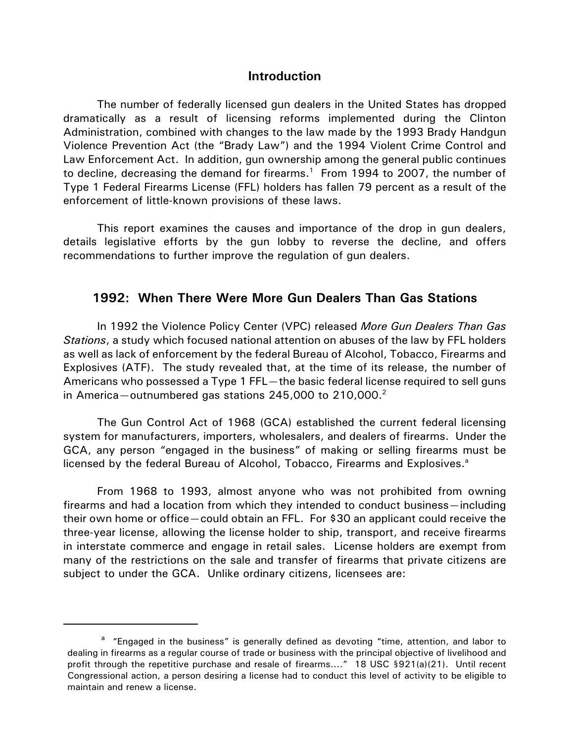## Introduction

The number of federally licensed gun dealers in the United States has dropped dramatically as a result of licensing reforms implemented during the Clinton Administration, combined with changes to the law made by the 1993 Brady Handgun Violence Prevention Act (the "Brady Law") and the 1994 Violent Crime Control and Law Enforcement Act. In addition, gun ownership among the general public continues to decline, decreasing the demand for firearms.[1] From 1994 to 2007, the number of Type 1 Federal Firearms License (FFL) holders has fallen 79 percent as a result of the enforcement of little-known provisions of these laws.

This report examines the causes and importance of the drop in gun dealers, details legislative efforts by the gun lobby to reverse the decline, and offers recommendations to further improve the regulation of gun dealers.

## 1992: When There Were More Gun Dealers Than Gas Stations

In 1992 the Violence Policy Center (VPC) released *More Gun Dealers Than Gas Stations*, a study which focused national attention on abuses of the law by FFL holders as well as lack of enforcement by the federal Bureau of Alcohol, Tobacco, Firearms and Explosives (ATF). The study revealed that, at the time of its release, the number of Americans who possessed a Type 1 FFL—the basic federal license required to sell guns in America—outnumbered gas stations 245,000 to 210,000.[2]

The Gun Control Act of 1968 (GCA) established the current federal licensing system for manufacturers, importers, wholesalers, and dealers of firearms. Under the GCA, any person "engaged in the business" of making or selling firearms must be licensed by the federal Bureau of Alcohol, Tobacco, Firearms and Explosives.[a]

From 1968 to 1993, almost anyone who was not prohibited from owning firearms and had a location from which they intended to conduct business—including their own home or office—could obtain an FFL. For $30 an applicant could receive the three-year license, allowing the license holder to ship, transport, and receive firearms in interstate commerce and engage in retail sales. License holders are exempt from many of the restrictions on the sale and transfer of firearms that private citizens are subject to under the GCA. Unlike ordinary citizens, licensees are:

---

[a] "Engaged in the business" is generally defined as devoting "time, attention, and labor to dealing in firearms as a regular course of trade or business with the principal objective of livelihood and profit through the repetitive purchase and resale of firearms...." 18 USC §921(a)(21). Until recent Congressional action, a person desiring a license had to conduct this level of activity to be eligible to maintain and renew a license.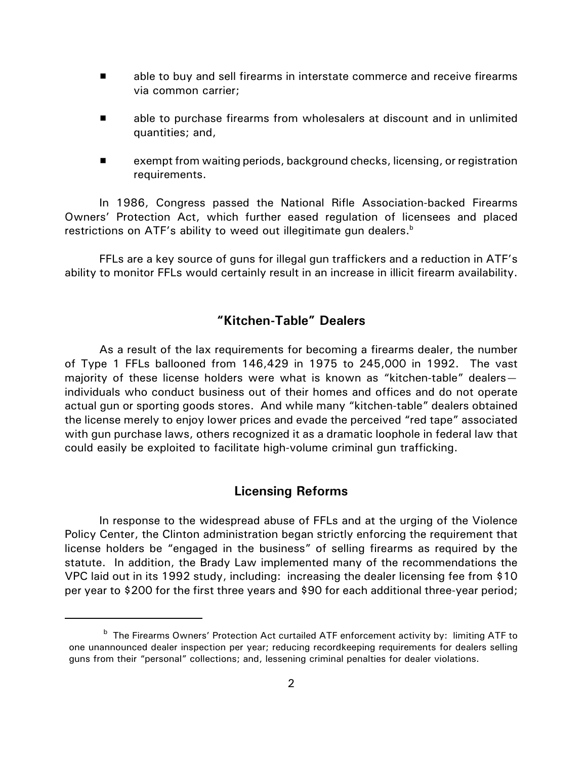- able to buy and sell firearms in interstate commerce and receive firearms via common carrier;
- able to purchase firearms from wholesalers at discount and in unlimited quantities; and,
- exempt from waiting periods, background checks, licensing, or registration requirements.

In 1986, Congress passed the National Rifle Association-backed Firearms Owners' Protection Act, which further eased regulation of licensees and placed restrictions on ATF's ability to weed out illegitimate gun dealers.[b]

FFLs are a key source of guns for illegal gun traffickers and a reduction in ATF's ability to monitor FFLs would certainly result in an increase in illicit firearm availability.

## "Kitchen-Table" Dealers

As a result of the lax requirements for becoming a firearms dealer, the number of Type 1 FFLs ballooned from 146,429 in 1975 to 245,000 in 1992. The vast majority of these license holders were what is known as "kitchen-table" dealers—individuals who conduct business out of their homes and offices and do not operate actual gun or sporting goods stores. And while many "kitchen-table" dealers obtained the license merely to enjoy lower prices and evade the perceived "red tape" associated with gun purchase laws, others recognized it as a dramatic loophole in federal law that could easily be exploited to facilitate high-volume criminal gun trafficking.

## Licensing Reforms

In response to the widespread abuse of FFLs and at the urging of the Violence Policy Center, the Clinton administration began strictly enforcing the requirement that license holders be "engaged in the business" of selling firearms as required by the statute. In addition, the Brady Law implemented many of the recommendations the VPC laid out in its 1992 study, including: increasing the dealer licensing fee from $10 per year to $200 for the first three years and $90 for each additional three-year period;

[b] The Firearms Owners' Protection Act curtailed ATF enforcement activity by: limiting ATF to one unannounced dealer inspection per year; reducing recordkeeping requirements for dealers selling guns from their "personal" collections; and, lessening criminal penalties for dealer violations.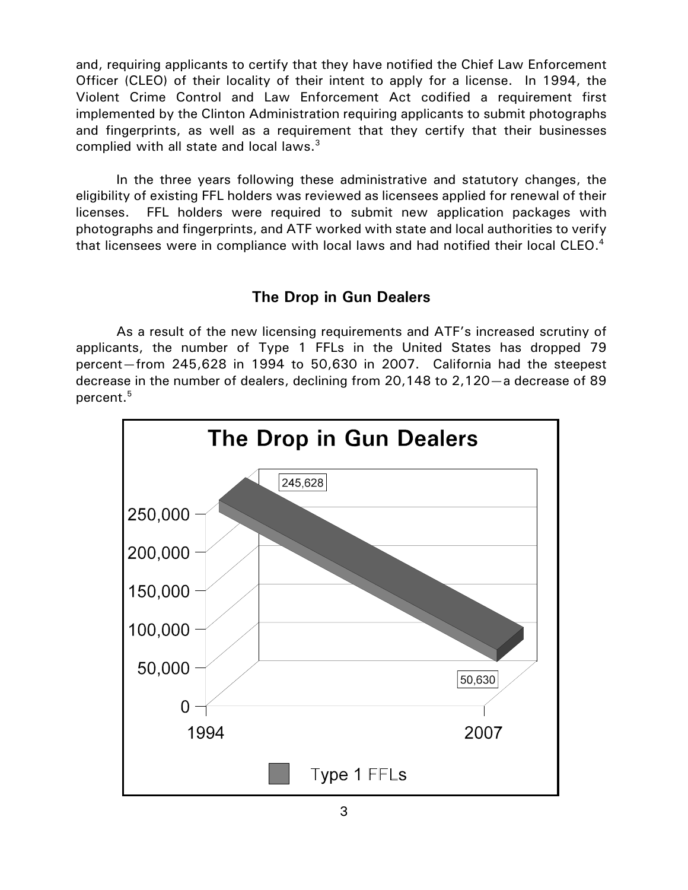and, requiring applicants to certify that they have notified the Chief Law Enforcement Officer (CLEO) of their locality of their intent to apply for a license. In 1994, the Violent Crime Control and Law Enforcement Act codified a requirement first implemented by the Clinton Administration requiring applicants to submit photographs and fingerprints, as well as a requirement that they certify that their businesses complied with all state and local laws.[3]

In the three years following these administrative and statutory changes, the eligibility of existing FFL holders was reviewed as licensees applied for renewal of their licenses. FFL holders were required to submit new application packages with photographs and fingerprints, and ATF worked with state and local authorities to verify that licensees were in compliance with local laws and had notified their local CLEO.[4]

## The Drop in Gun Dealers

As a result of the new licensing requirements and ATF's increased scrutiny of applicants, the number of Type 1 FFLs in the United States has dropped 79 percent—from 245,628 in 1994 to 50,630 in 2007. California had the steepest decrease in the number of dealers, declining from 20,148 to 2,120—a decrease of 89 percent.[5]

**The Drop in Gun Dealers**

| Year | Type 1 FFLs |
| --- | --- |
| 1994 | 245,628 |
| 2007 | 50,630 |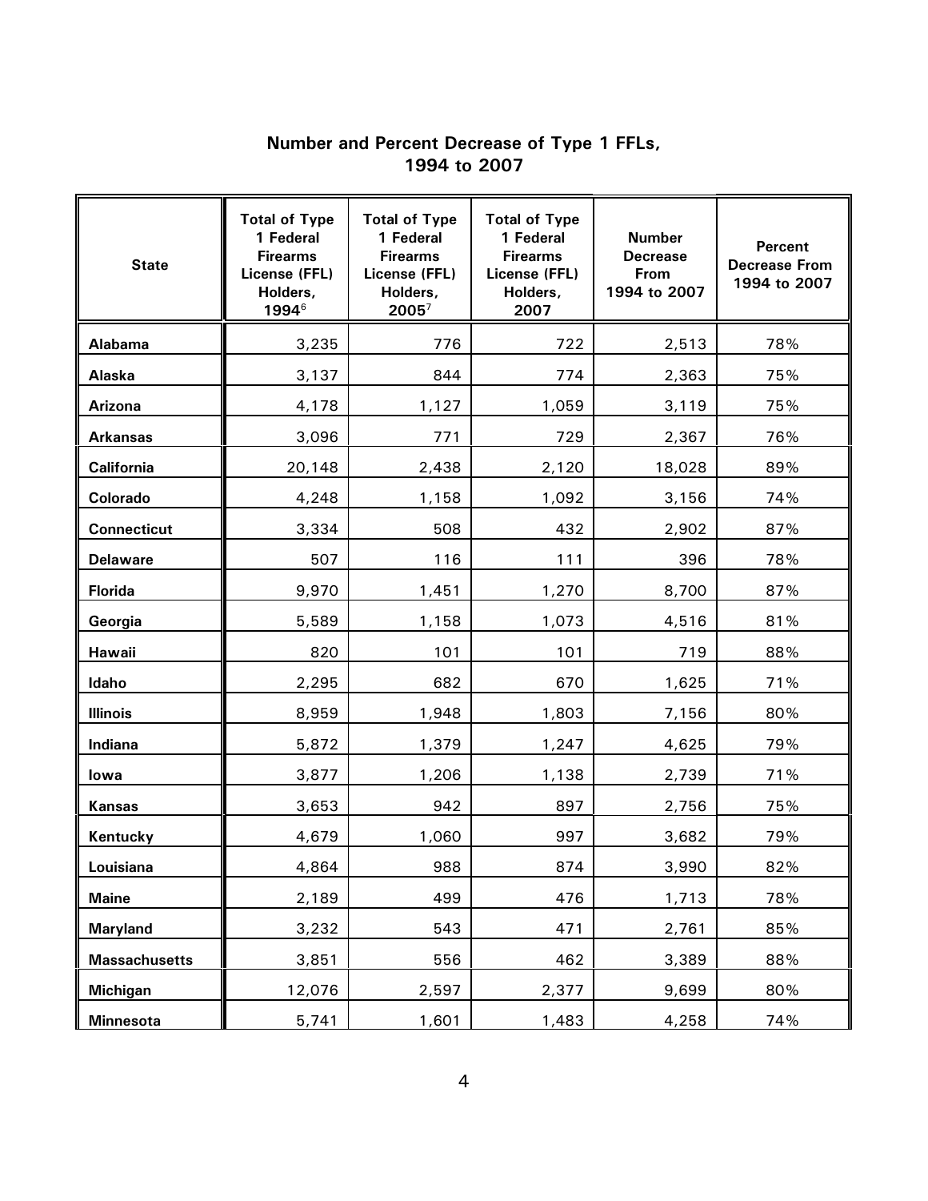## Number and Percent Decrease of Type 1 FFLs, 1994 to 2007

| State | Total of Type 1 Federal Firearms License (FFL) Holders, 1994[6] | Total of Type 1 Federal Firearms License (FFL) Holders, 2005[7] | Total of Type 1 Federal Firearms License (FFL) Holders, 2007 | Number Decrease From 1994 to 2007 | Percent Decrease From 1994 to 2007 |
|---|---|---|---|---|---|
| **Alabama** | 3,235 | 776 | 722 | 2,513 | 78% |
| **Alaska** | 3,137 | 844 | 774 | 2,363 | 75% |
| **Arizona** | 4,178 | 1,127 | 1,059 | 3,119 | 75% |
| **Arkansas** | 3,096 | 771 | 729 | 2,367 | 76% |
| **California** | 20,148 | 2,438 | 2,120 | 18,028 | 89% |
| **Colorado** | 4,248 | 1,158 | 1,092 | 3,156 | 74% |
| **Connecticut** | 3,334 | 508 | 432 | 2,902 | 87% |
| **Delaware** | 507 | 116 | 111 | 396 | 78% |
| **Florida** | 9,970 | 1,451 | 1,270 | 8,700 | 87% |
| **Georgia** | 5,589 | 1,158 | 1,073 | 4,516 | 81% |
| **Hawaii** | 820 | 101 | 101 | 719 | 88% |
| **Idaho** | 2,295 | 682 | 670 | 1,625 | 71% |
| **Illinois** | 8,959 | 1,948 | 1,803 | 7,156 | 80% |
| **Indiana** | 5,872 | 1,379 | 1,247 | 4,625 | 79% |
| **Iowa** | 3,877 | 1,206 | 1,138 | 2,739 | 71% |
| **Kansas** | 3,653 | 942 | 897 | 2,756 | 75% |
| **Kentucky** | 4,679 | 1,060 | 997 | 3,682 | 79% |
| **Louisiana** | 4,864 | 988 | 874 | 3,990 | 82% |
| **Maine** | 2,189 | 499 | 476 | 1,713 | 78% |
| **Maryland** | 3,232 | 543 | 471 | 2,761 | 85% |
| **Massachusetts** | 3,851 | 556 | 462 | 3,389 | 88% |
| **Michigan** | 12,076 | 2,597 | 2,377 | 9,699 | 80% |
| **Minnesota** | 5,741 | 1,601 | 1,483 | 4,258 | 74% |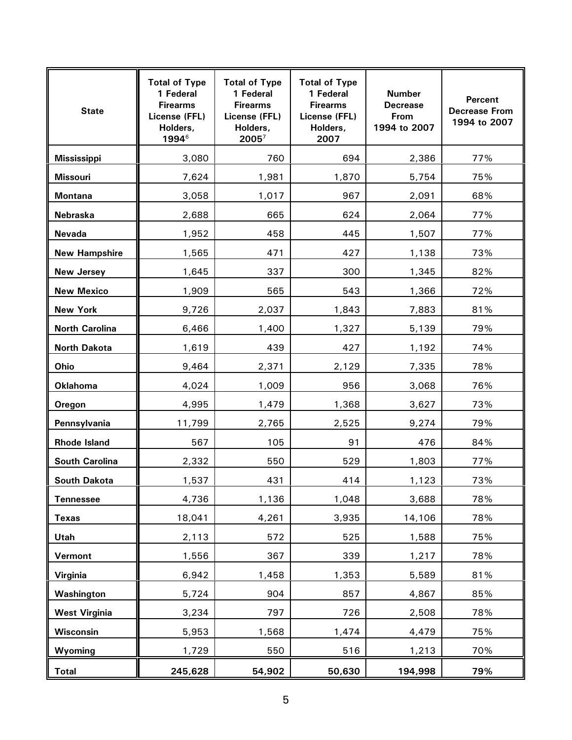| State | Total of Type 1 Federal Firearms License (FFL) Holders, 1994[6] | Total of Type 1 Federal Firearms License (FFL) Holders, 2005[7] | Total of Type 1 Federal Firearms License (FFL) Holders, 2007 | Number Decrease From 1994 to 2007 | Percent Decrease From 1994 to 2007 |
|---|---|---|---|---|---|
| **Mississippi** | 3,080 | 760 | 694 | 2,386 | 77% |
| **Missouri** | 7,624 | 1,981 | 1,870 | 5,754 | 75% |
| **Montana** | 3,058 | 1,017 | 967 | 2,091 | 68% |
| **Nebraska** | 2,688 | 665 | 624 | 2,064 | 77% |
| **Nevada** | 1,952 | 458 | 445 | 1,507 | 77% |
| **New Hampshire** | 1,565 | 471 | 427 | 1,138 | 73% |
| **New Jersey** | 1,645 | 337 | 300 | 1,345 | 82% |
| **New Mexico** | 1,909 | 565 | 543 | 1,366 | 72% |
| **New York** | 9,726 | 2,037 | 1,843 | 7,883 | 81% |
| **North Carolina** | 6,466 | 1,400 | 1,327 | 5,139 | 79% |
| **North Dakota** | 1,619 | 439 | 427 | 1,192 | 74% |
| **Ohio** | 9,464 | 2,371 | 2,129 | 7,335 | 78% |
| **Oklahoma** | 4,024 | 1,009 | 956 | 3,068 | 76% |
| **Oregon** | 4,995 | 1,479 | 1,368 | 3,627 | 73% |
| **Pennsylvania** | 11,799 | 2,765 | 2,525 | 9,274 | 79% |
| **Rhode Island** | 567 | 105 | 91 | 476 | 84% |
| **South Carolina** | 2,332 | 550 | 529 | 1,803 | 77% |
| **South Dakota** | 1,537 | 431 | 414 | 1,123 | 73% |
| **Tennessee** | 4,736 | 1,136 | 1,048 | 3,688 | 78% |
| **Texas** | 18,041 | 4,261 | 3,935 | 14,106 | 78% |
| **Utah** | 2,113 | 572 | 525 | 1,588 | 75% |
| **Vermont** | 1,556 | 367 | 339 | 1,217 | 78% |
| **Virginia** | 6,942 | 1,458 | 1,353 | 5,589 | 81% |
| **Washington** | 5,724 | 904 | 857 | 4,867 | 85% |
| **West Virginia** | 3,234 | 797 | 726 | 2,508 | 78% |
| **Wisconsin** | 5,953 | 1,568 | 1,474 | 4,479 | 75% |
| **Wyoming** | 1,729 | 550 | 516 | 1,213 | 70% |
| **Total** | **245,628** | **54,902** | **50,630** | **194,998** | **79%** |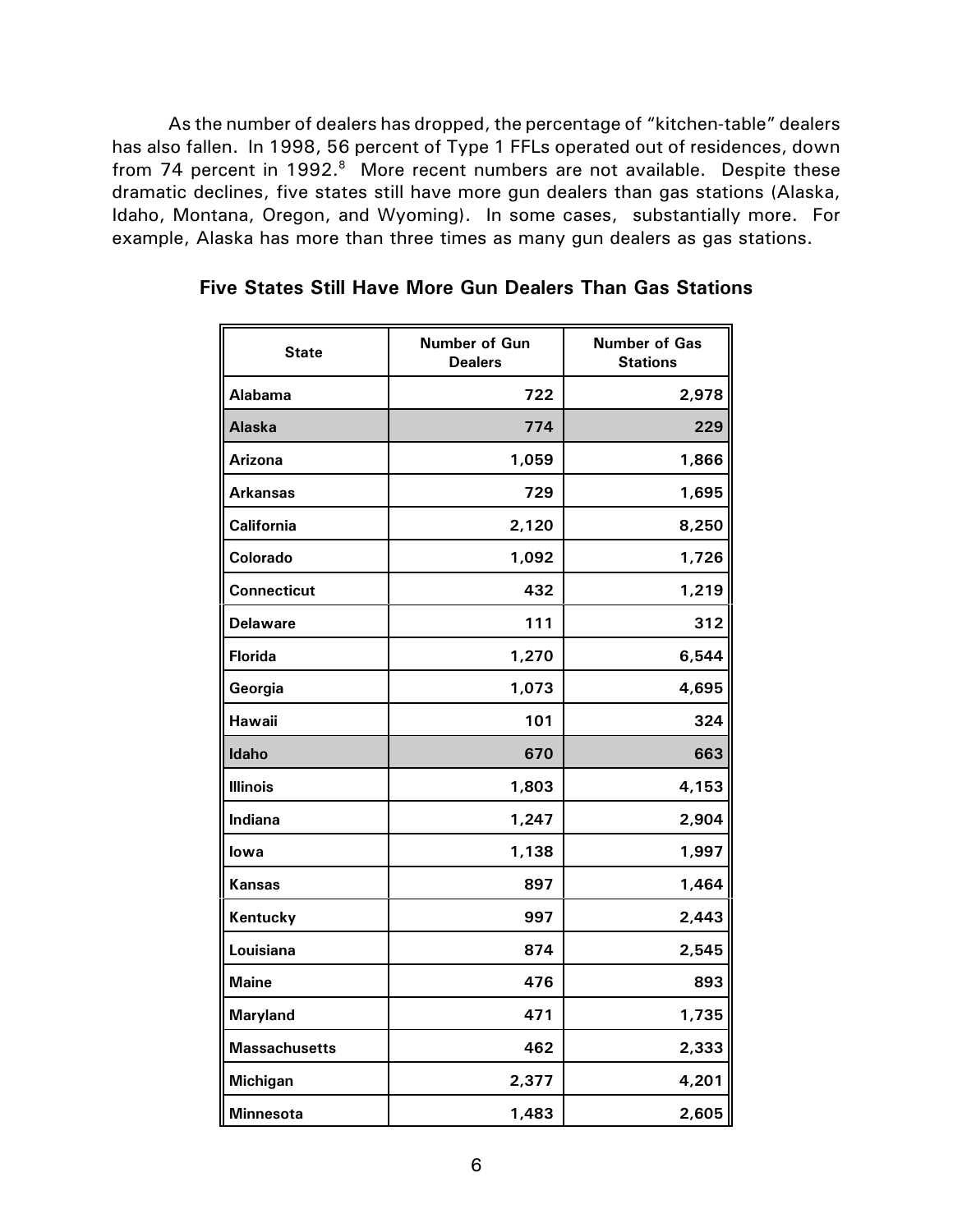As the number of dealers has dropped, the percentage of "kitchen-table" dealers has also fallen. In 1998, 56 percent of Type 1 FFLs operated out of residences, down from 74 percent in 1992.[8] More recent numbers are not available. Despite these dramatic declines, five states still have more gun dealers than gas stations (Alaska, Idaho, Montana, Oregon, and Wyoming). In some cases, substantially more. For example, Alaska has more than three times as many gun dealers as gas stations.

**Five States Still Have More Gun Dealers Than Gas Stations**

| State | Number of Gun Dealers | Number of Gas Stations |
|---|---|---|
| Alabama | 722 | 2,978 |
| Alaska | 774 | 229 |
| Arizona | 1,059 | 1,866 |
| Arkansas | 729 | 1,695 |
| California | 2,120 | 8,250 |
| Colorado | 1,092 | 1,726 |
| Connecticut | 432 | 1,219 |
| Delaware | 111 | 312 |
| Florida | 1,270 | 6,544 |
| Georgia | 1,073 | 4,695 |
| Hawaii | 101 | 324 |
| Idaho | 670 | 663 |
| Illinois | 1,803 | 4,153 |
| Indiana | 1,247 | 2,904 |
| Iowa | 1,138 | 1,997 |
| Kansas | 897 | 1,464 |
| Kentucky | 997 | 2,443 |
| Louisiana | 874 | 2,545 |
| Maine | 476 | 893 |
| Maryland | 471 | 1,735 |
| Massachusetts | 462 | 2,333 |
| Michigan | 2,377 | 4,201 |
| Minnesota | 1,483 | 2,605 |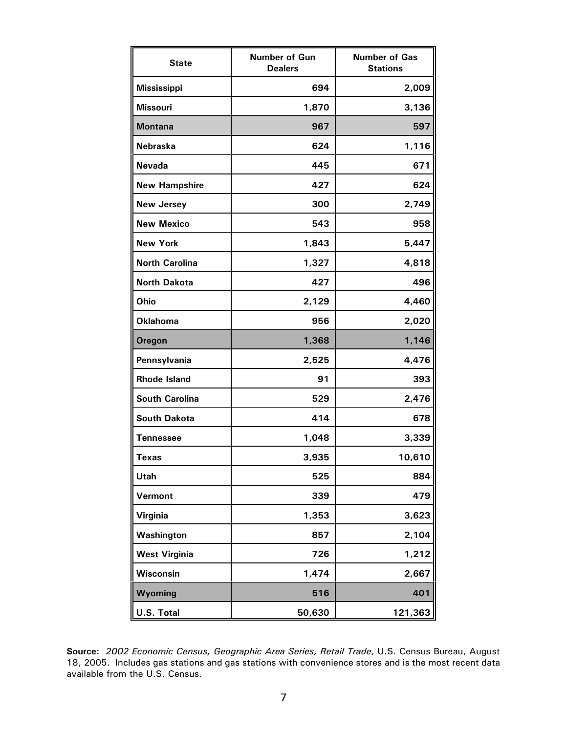| State | Number of Gun Dealers | Number of Gas Stations |
|---|---|---|
| **Mississippi** | **694** | **2,009** |
| **Missouri** | **1,870** | **3,136** |
| **Montana** | **967** | **597** |
| **Nebraska** | **624** | **1,116** |
| **Nevada** | **445** | **671** |
| **New Hampshire** | **427** | **624** |
| **New Jersey** | **300** | **2,749** |
| **New Mexico** | **543** | **958** |
| **New York** | **1,843** | **5,447** |
| **North Carolina** | **1,327** | **4,818** |
| **North Dakota** | **427** | **496** |
| **Ohio** | **2,129** | **4,460** |
| **Oklahoma** | **956** | **2,020** |
| **Oregon** | **1,368** | **1,146** |
| **Pennsylvania** | **2,525** | **4,476** |
| **Rhode Island** | **91** | **393** |
| **South Carolina** | **529** | **2,476** |
| **South Dakota** | **414** | **678** |
| **Tennessee** | **1,048** | **3,339** |
| **Texas** | **3,935** | **10,610** |
| **Utah** | **525** | **884** |
| **Vermont** | **339** | **479** |
| **Virginia** | **1,353** | **3,623** |
| **Washington** | **857** | **2,104** |
| **West Virginia** | **726** | **1,212** |
| **Wisconsin** | **1,474** | **2,667** |
| **Wyoming** | **516** | **401** |
| **U.S. Total** | **50,630** | **121,363** |

**Source:** *2002 Economic Census, Geographic Area Series, Retail Trade*, U.S. Census Bureau, August 18, 2005. Includes gas stations and gas stations with convenience stores and is the most recent data available from the U.S. Census.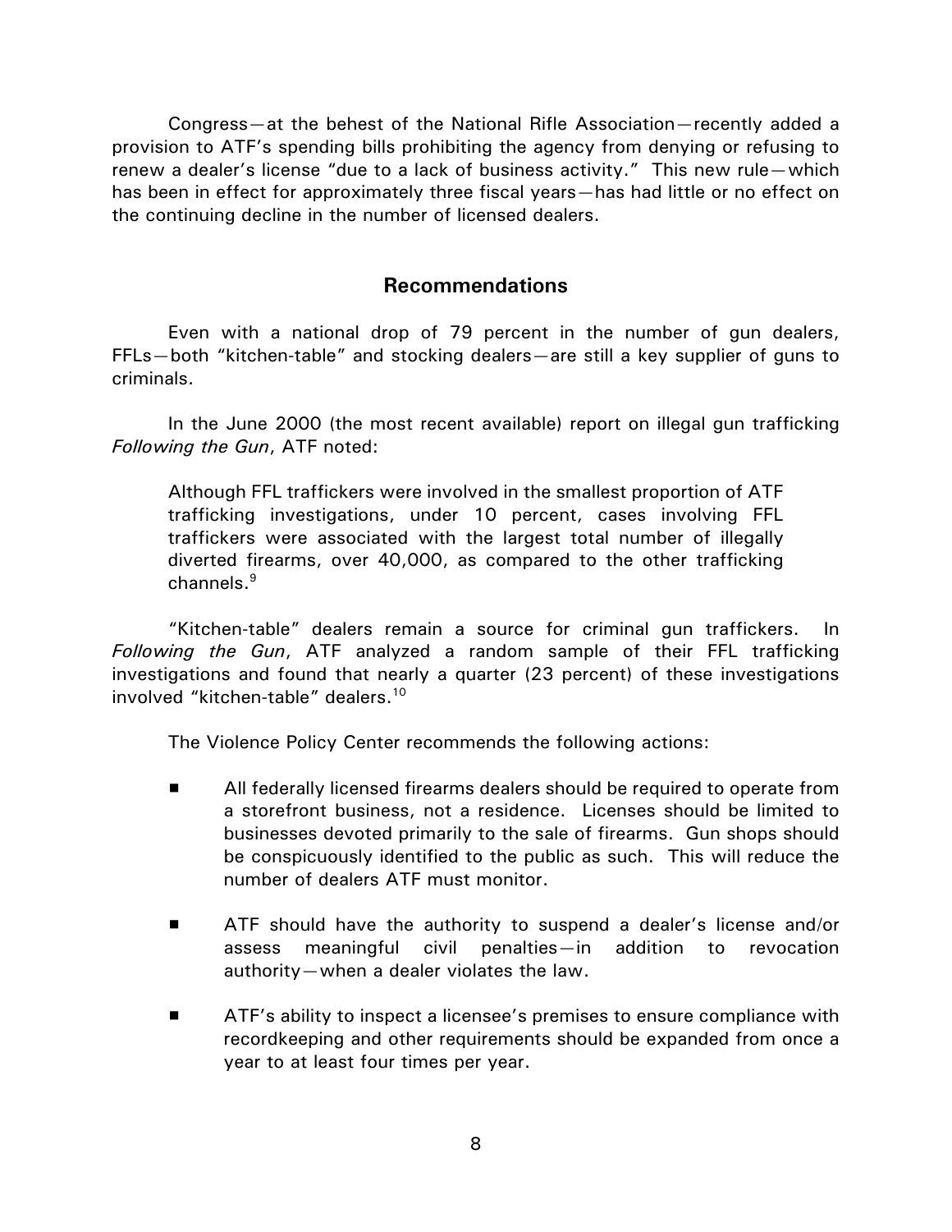Congress—at the behest of the National Rifle Association—recently added a provision to ATF's spending bills prohibiting the agency from denying or refusing to renew a dealer's license "due to a lack of business activity." This new rule—which has been in effect for approximately three fiscal years—has had little or no effect on the continuing decline in the number of licensed dealers.

## Recommendations

Even with a national drop of 79 percent in the number of gun dealers, FFLs—both "kitchen-table" and stocking dealers—are still a key supplier of guns to criminals.

In the June 2000 (the most recent available) report on illegal gun trafficking *Following the Gun*, ATF noted:

> Although FFL traffickers were involved in the smallest proportion of ATF trafficking investigations, under 10 percent, cases involving FFL traffickers were associated with the largest total number of illegally diverted firearms, over 40,000, as compared to the other trafficking channels.[9]

"Kitchen-table" dealers remain a source for criminal gun traffickers. In *Following the Gun*, ATF analyzed a random sample of their FFL trafficking investigations and found that nearly a quarter (23 percent) of these investigations involved "kitchen-table" dealers.[10]

The Violence Policy Center recommends the following actions:

- All federally licensed firearms dealers should be required to operate from a storefront business, not a residence. Licenses should be limited to businesses devoted primarily to the sale of firearms. Gun shops should be conspicuously identified to the public as such. This will reduce the number of dealers ATF must monitor.
- ATF should have the authority to suspend a dealer's license and/or assess meaningful civil penalties—in addition to revocation authority—when a dealer violates the law.
- ATF's ability to inspect a licensee's premises to ensure compliance with recordkeeping and other requirements should be expanded from once a year to at least four times per year.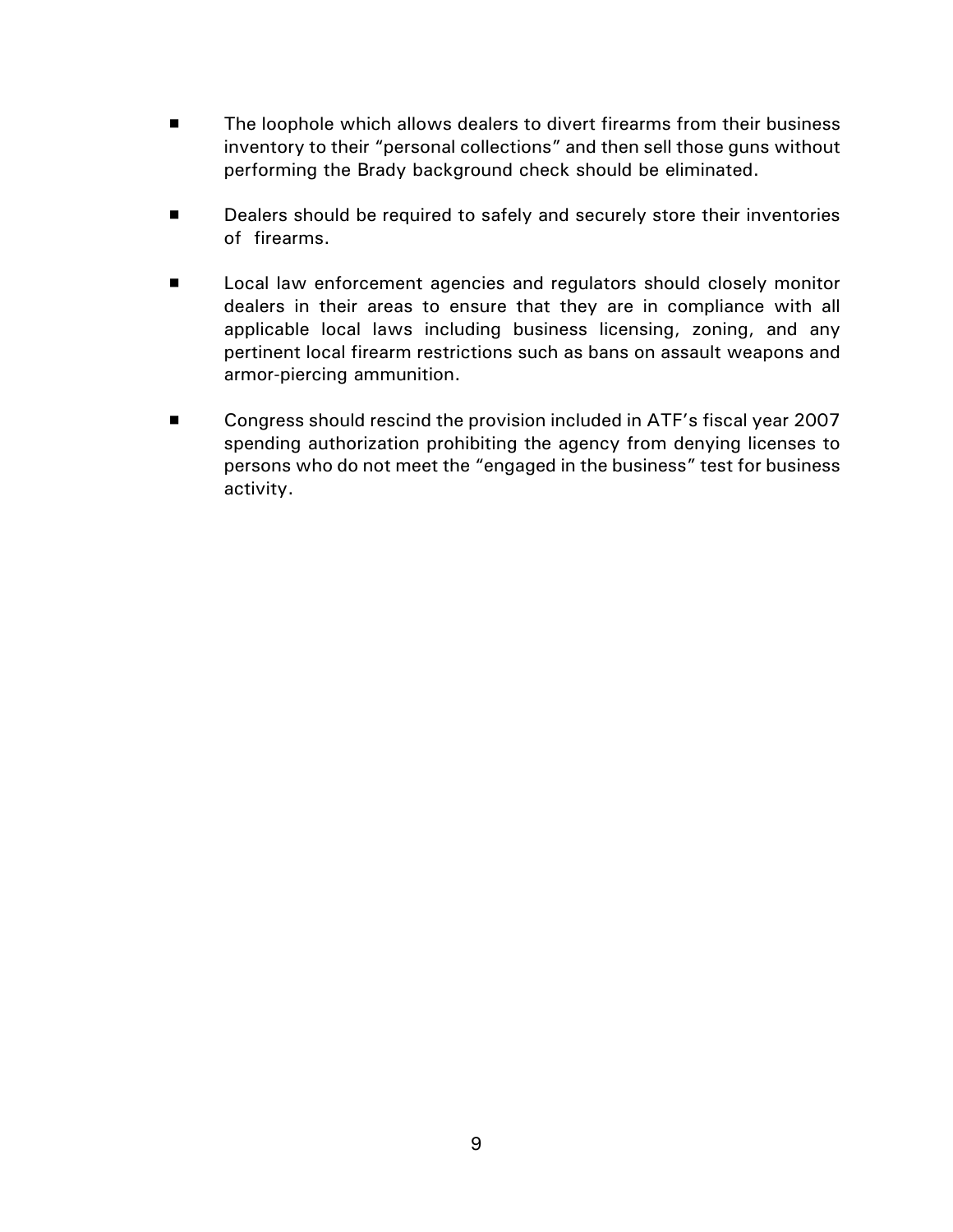- The loophole which allows dealers to divert firearms from their business inventory to their "personal collections" and then sell those guns without performing the Brady background check should be eliminated.

- Dealers should be required to safely and securely store their inventories of firearms.

- Local law enforcement agencies and regulators should closely monitor dealers in their areas to ensure that they are in compliance with all applicable local laws including business licensing, zoning, and any pertinent local firearm restrictions such as bans on assault weapons and armor-piercing ammunition.

- Congress should rescind the provision included in ATF's fiscal year 2007 spending authorization prohibiting the agency from denying licenses to persons who do not meet the "engaged in the business" test for business activity.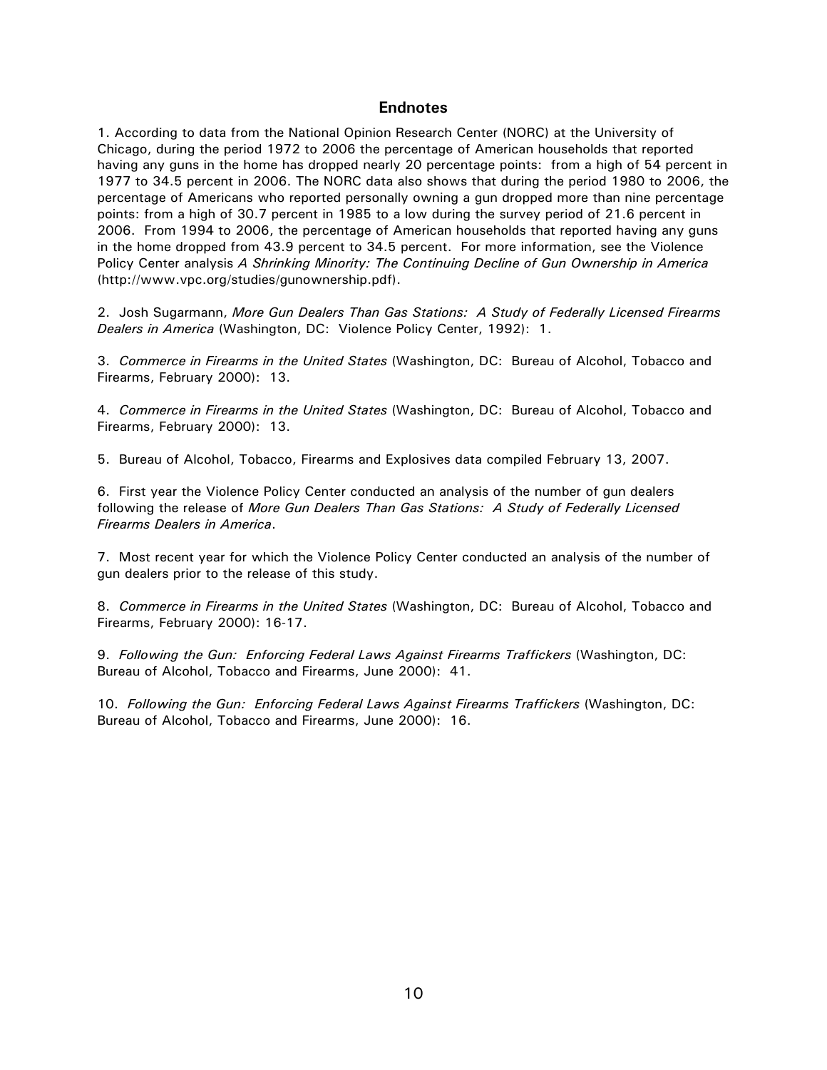## Endnotes

1. According to data from the National Opinion Research Center (NORC) at the University of Chicago, during the period 1972 to 2006 the percentage of American households that reported having any guns in the home has dropped nearly 20 percentage points: from a high of 54 percent in 1977 to 34.5 percent in 2006. The NORC data also shows that during the period 1980 to 2006, the percentage of Americans who reported personally owning a gun dropped more than nine percentage points: from a high of 30.7 percent in 1985 to a low during the survey period of 21.6 percent in 2006. From 1994 to 2006, the percentage of American households that reported having any guns in the home dropped from 43.9 percent to 34.5 percent. For more information, see the Violence Policy Center analysis *A Shrinking Minority: The Continuing Decline of Gun Ownership in America* (http://www.vpc.org/studies/gunownership.pdf).

2. Josh Sugarmann, *More Gun Dealers Than Gas Stations: A Study of Federally Licensed Firearms Dealers in America* (Washington, DC: Violence Policy Center, 1992): 1.

3. *Commerce in Firearms in the United States* (Washington, DC: Bureau of Alcohol, Tobacco and Firearms, February 2000): 13.

4. *Commerce in Firearms in the United States* (Washington, DC: Bureau of Alcohol, Tobacco and Firearms, February 2000): 13.

5. Bureau of Alcohol, Tobacco, Firearms and Explosives data compiled February 13, 2007.

6. First year the Violence Policy Center conducted an analysis of the number of gun dealers following the release of *More Gun Dealers Than Gas Stations: A Study of Federally Licensed Firearms Dealers in America*.

7. Most recent year for which the Violence Policy Center conducted an analysis of the number of gun dealers prior to the release of this study.

8. *Commerce in Firearms in the United States* (Washington, DC: Bureau of Alcohol, Tobacco and Firearms, February 2000): 16-17.

9. *Following the Gun: Enforcing Federal Laws Against Firearms Traffickers* (Washington, DC: Bureau of Alcohol, Tobacco and Firearms, June 2000): 41.

10. *Following the Gun: Enforcing Federal Laws Against Firearms Traffickers* (Washington, DC: Bureau of Alcohol, Tobacco and Firearms, June 2000): 16.